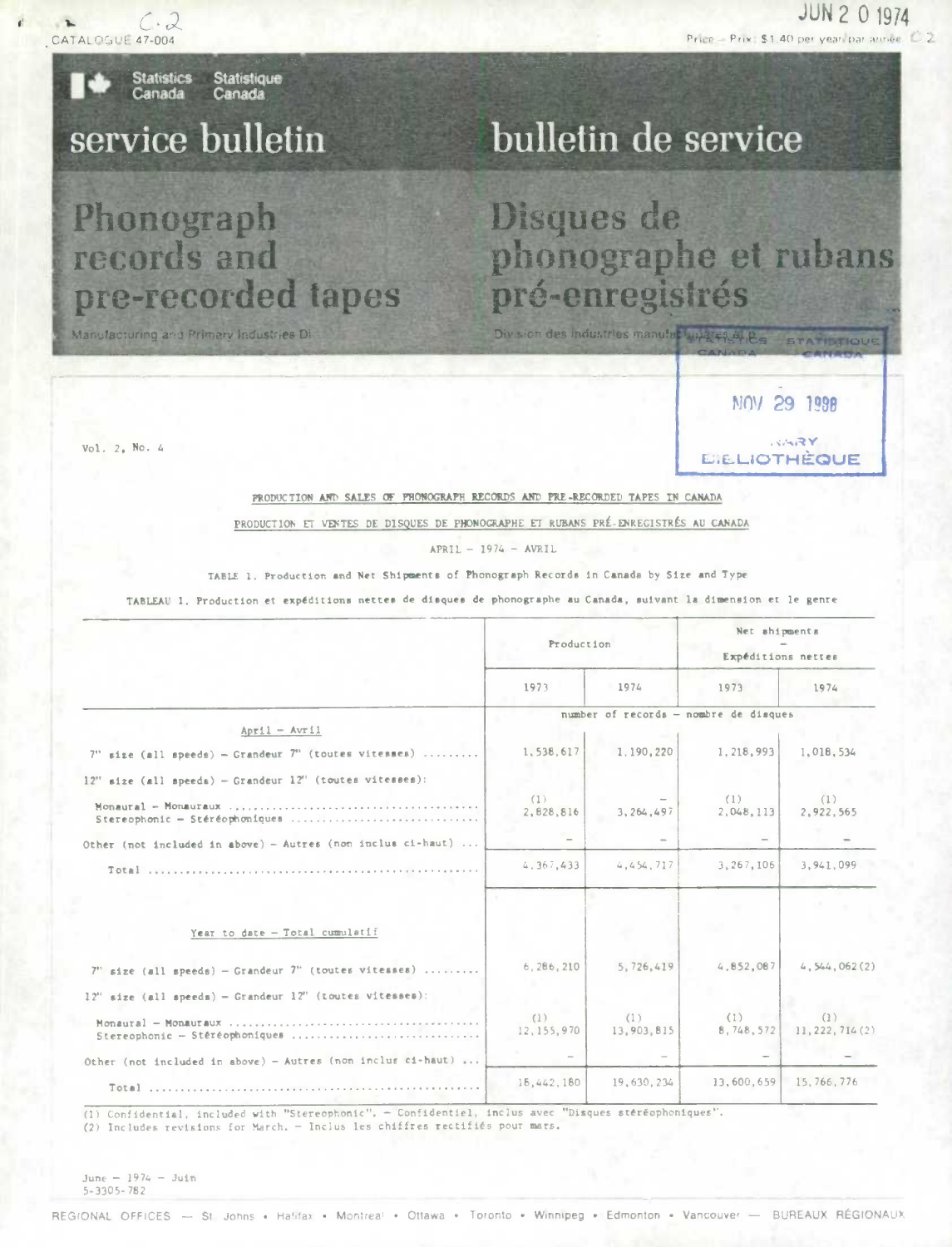CATALOGUE 47-004

JUN 20 1974

Price — Prix: $1.40 per year/par année

Statistics Canada Statistique Canada

# service bulletin — bulletin de service

# Phonograph records and pre-recorded tapes

# Disques de phonographe et rubans pré-enregistrés

Manufacturing and Primary Industries Division — Division des industries manufacturières et primaires

Vol. 2, No. 4

## PRODUCTION AND SALES OF PHONOGRAPH RECORDS AND PRE-RECORDED TAPES IN CANADA

## PRODUCTION ET VENTES DE DISQUES DE PHONOGRAPHE ET RUBANS PRÉ-ENREGISTRÉS AU CANADA

APRIL — 1974 — AVRIL

TABLE 1. Production and Net Shipments of Phonograph Records in Canada by Size and Type

TABLEAU 1. Production et expéditions nettes de disques de phonographe au Canada, suivant la dimension et le genre

| | Production | | Net shipments — Expéditions nettes | |
|---|---|---|---|---|
| | 1973 | 1974 | 1973 | 1974 |
| | number of records — nombre de disques | | | |
| **April — Avril** | | | | |
| 7" size (all speeds) — Grandeur 7" (toutes vitesses) | 1,538,617 | 1,190,220 | 1,218,993 | 1,018,534 |
| 12" size (all speeds) — Grandeur 12" (toutes vitesses): | | | | |
| Monaural — Monauraux | (1) | – | (1) | (1) |
| Stereophonic — Stéréophoniques | 2,828,816 | 3,264,497 | 2,048,113 | 2,922,565 |
| Other (not included in above) — Autres (non inclus ci-haut) | – | – | – | – |
| Total | 4,367,433 | 4,454,717 | 3,267,106 | 3,941,099 |
| **Year to date — Total cumulatif** | | | | |
| 7" size (all speeds) — Grandeur 7" (toutes vitesses) | 6,286,210 | 5,726,419 | 4,852,087 | 4,544,062 (2) |
| 12" size (all speeds) — Grandeur 12" (toutes vitesses): | | | | |
| Monaural — Monauraux | (1) | (1) | (1) | (1) |
| Stereophonic — Stéréophoniques | 12,155,970 | 13,903,815 | 8,748,572 | 11,222,714 (2) |
| Other (not included in above) — Autres (non inclus ci-haut) | – | – | – | – |
| Total | 18,442,180 | 19,630,234 | 13,600,659 | 15,766,776 |

(1) Confidential, included with "Stereophonic". — Confidentiel, inclus avec "Disques stéréophoniques".
(2) Includes revisions for March. — Inclus les chiffres rectifiés pour mars.

June — 1974 — Juin
5-3305-782

REGIONAL OFFICES — St. Johns • Halifax • Montreal • Ottawa • Toronto • Winnipeg • Edmonton • Vancouver — BUREAUX RÉGIONAUX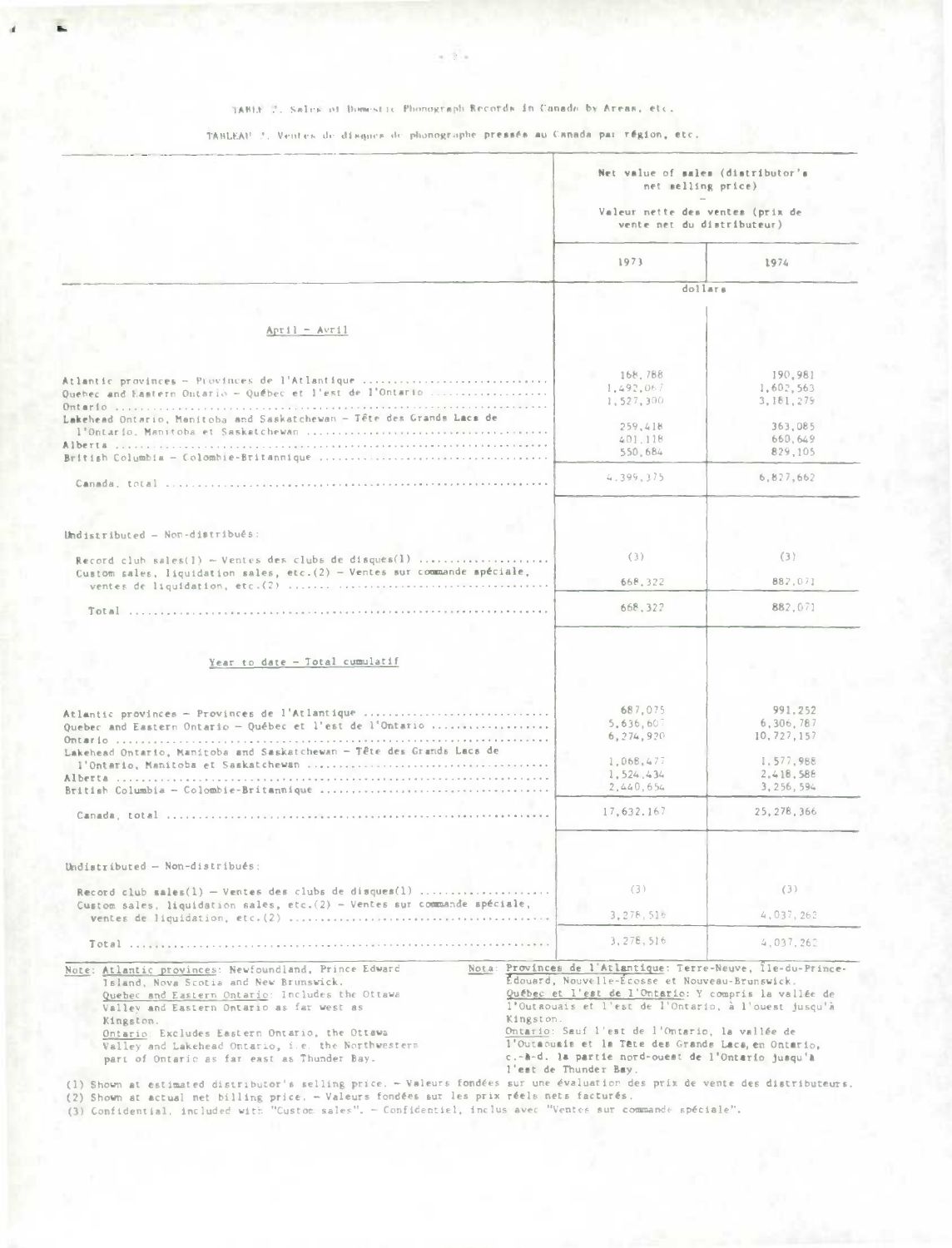TABLE 7. Sales of Domestic Phonograph Records in Canada by Areas, etc.

TABLEAU 7. Ventes de disques de phonographe pressés au Canada par région, etc.

| | Net value of sales (distributor's net selling price) — Valeur nette des ventes (prix de vente net du distributeur) | |
|---|---|---|
| | 1973 | 1974 |
| | dollars | |
| **April – Avril** | | |
| Atlantic provinces – Provinces de l'Atlantique | 168,788 | 190,981 |
| Quebec and Eastern Ontario – Québec et l'est de l'Ontario | 1,492,067 | 1,602,563 |
| Ontario | 1,527,300 | 3,181,279 |
| Lakehead Ontario, Manitoba and Saskatchewan – Tête des Grands Lacs de l'Ontario, Manitoba et Saskatchewan | 259,418 | 363,085 |
| Alberta | 401,118 | 660,649 |
| British Columbia – Colombie-Britannique | 550,684 | 829,105 |
| Canada, total | 4,399,375 | 6,827,662 |
| Undistributed – Non-distribués: | | |
| Record club sales(1) – Ventes des clubs de disques(1) | (3) | (3) |
| Custom sales, liquidation sales, etc.(2) – Ventes sur commande spéciale, ventes de liquidation, etc.(2) | 668,322 | 882,071 |
| Total | 668,322 | 882,071 |
| **Year to date – Total cumulatif** | | |
| Atlantic provinces – Provinces de l'Atlantique | 687,075 | 991,252 |
| Quebec and Eastern Ontario – Québec et l'est de l'Ontario | 5,636,607 | 6,306,787 |
| Ontario | 6,274,920 | 10,727,157 |
| Lakehead Ontario, Manitoba and Saskatchewan – Tête des Grands Lacs de l'Ontario, Manitoba et Saskatchewan | 1,068,477 | 1,577,988 |
| Alberta | 1,524,434 | 2,418,588 |
| British Columbia – Colombie-Britannique | 2,440,654 | 3,256,594 |
| Canada, total | 17,632,167 | 25,278,366 |
| Undistributed – Non-distribués: | | |
| Record club sales(1) – Ventes des clubs de disques(1) | (3) | (3) |
| Custom sales, liquidation sales, etc.(2) – Ventes sur commande spéciale, ventes de liquidation, etc.(2) | 3,278,516 | 4,037,262 |
| Total | 3,278,516 | 4,037,262 |

Note: Atlantic provinces: Newfoundland, Prince Edward Island, Nova Scotia and New Brunswick.
Quebec and Eastern Ontario: Includes the Ottawa Valley and Eastern Ontario as far west as Kingston.
Ontario: Excludes Eastern Ontario, the Ottawa Valley and Lakehead Ontario, i.e. the Northwestern part of Ontario as far east as Thunder Bay.

Nota: Provinces de l'Atlantique: Terre-Neuve, Île-du-Prince-Édouard, Nouvelle-Écosse et Nouveau-Brunswick.
Québec et l'est de l'Ontario: Y compris la vallée de l'Outaouais et l'est de l'Ontario, à l'ouest jusqu'à Kingston.
Ontario: Sauf l'est de l'Ontario, la vallée de l'Outaouais et la Tête des Grands Lacs, en Ontario, c.-à-d. la partie nord-ouest de l'Ontario jusqu'à l'est de Thunder Bay.

(1) Shown at estimated distributor's selling price. – Valeurs fondées sur une évaluation des prix de vente des distributeurs.
(2) Shown at actual net billing price. – Valeurs fondées sur les prix réels nets facturés.
(3) Confidential, included with "Custom sales". – Confidentiel, inclus avec "Ventes sur commande spéciale".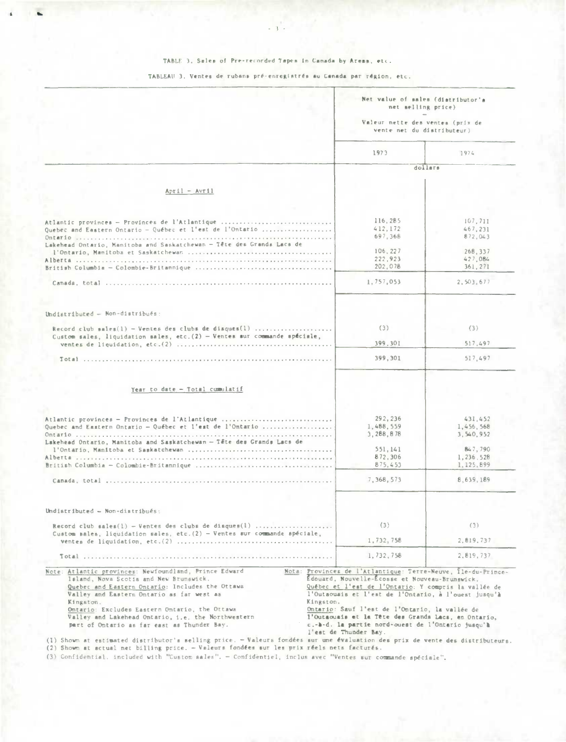TABLE 3. Sales of Pre-recorded Tapes in Canada by Areas, etc.

TABLEAU 3. Ventes de rubans pré-enregistrés au Canada par région, etc.

| | Net value of sales (distributor's net selling price) — Valeur nette des ventes (prix de vente net du distributeur) | |
|---|---|---|
| | 1973 | 1974 |
| | dollars | |
| **April – Avril** | | |
| Atlantic provinces – Provinces de l'Atlantique | 116,285 | 107,711 |
| Quebec and Eastern Ontario – Québec et l'est de l'Ontario | 412,172 | 467,231 |
| Ontario | 697,368 | 872,043 |
| Lakehead Ontario, Manitoba and Saskatchewan – Tête des Grands Lacs de l'Ontario, Manitoba et Saskatchewan | 106,227 | 268,337 |
| Alberta | 222,923 | 427,084 |
| British Columbia – Colombie-Britannique | 202,078 | 361,271 |
| Canada, total | 1,757,053 | 2,503,677 |
| Undistributed – Non-distribués: | | |
| Record club sales(1) – Ventes des clubs de disques(1) | (3) | (3) |
| Custom sales, liquidation sales, etc.(2) – Ventes sur commande spéciale, ventes de liquidation, etc.(2) | 399,301 | 517,497 |
| Total | 399,301 | 517,497 |
| **Year to date – Total cumulatif** | | |
| Atlantic provinces – Provinces de l'Atlantique | 292,236 | 431,452 |
| Quebec and Eastern Ontario – Québec et l'est de l'Ontario | 1,488,559 | 1,456,568 |
| Ontario | 3,288,878 | 3,540,952 |
| Lakehead Ontario, Manitoba and Saskatchewan – Tête des Grands Lacs de l'Ontario, Manitoba et Saskatchewan | 551,141 | 847,790 |
| Alberta | 872,306 | 1,236,528 |
| British Columbia – Colombie-Britannique | 875,453 | 1,125,899 |
| Canada, total | 7,368,573 | 8,639,189 |
| Undistributed – Non-distribués: | | |
| Record club sales(1) – Ventes des clubs de disques(1) | (3) | (3) |
| Custom sales, liquidation sales, etc.(2) – Ventes sur commande spéciale, ventes de liquidation, etc.(2) | 1,732,758 | 2,819,737 |
| Total | 1,732,758 | 2,819,737 |

Note: Atlantic provinces: Newfoundland, Prince Edward Island, Nova Scotia and New Brunswick.
Quebec and Eastern Ontario: Includes the Ottawa Valley and Eastern Ontario as far west as Kingston.
Ontario: Excludes Eastern Ontario, the Ottawa Valley and Lakehead Ontario, i.e. the Northwestern part of Ontario as far east as Thunder Bay.

Nota: Provinces de l'Atlantique: Terre-Neuve, Île-du-Prince-Édouard, Nouvelle-Écosse et Nouveau-Brunswick.
Québec et l'est de l'Ontario: Y compris la vallée de l'Outaouais et l'est de l'Ontario, à l'ouest jusqu'à Kingston.
Ontario: Sauf l'est de l'Ontario, la vallée de l'Outaouais et la Tête des Grands Lacs, en Ontario, c.-à-d. la partie nord-ouest de l'Ontario jusqu'à l'est de Thunder Bay.

(1) Shown at estimated distributor's selling price. – Valeurs fondées sur une évaluation des prix de vente des distributeurs.
(2) Shown at actual net billing price. – Valeurs fondées sur les prix réels nets facturés.
(3) Confidential, included with "Custom sales". – Confidentiel, inclus avec "Ventes sur commande spéciale".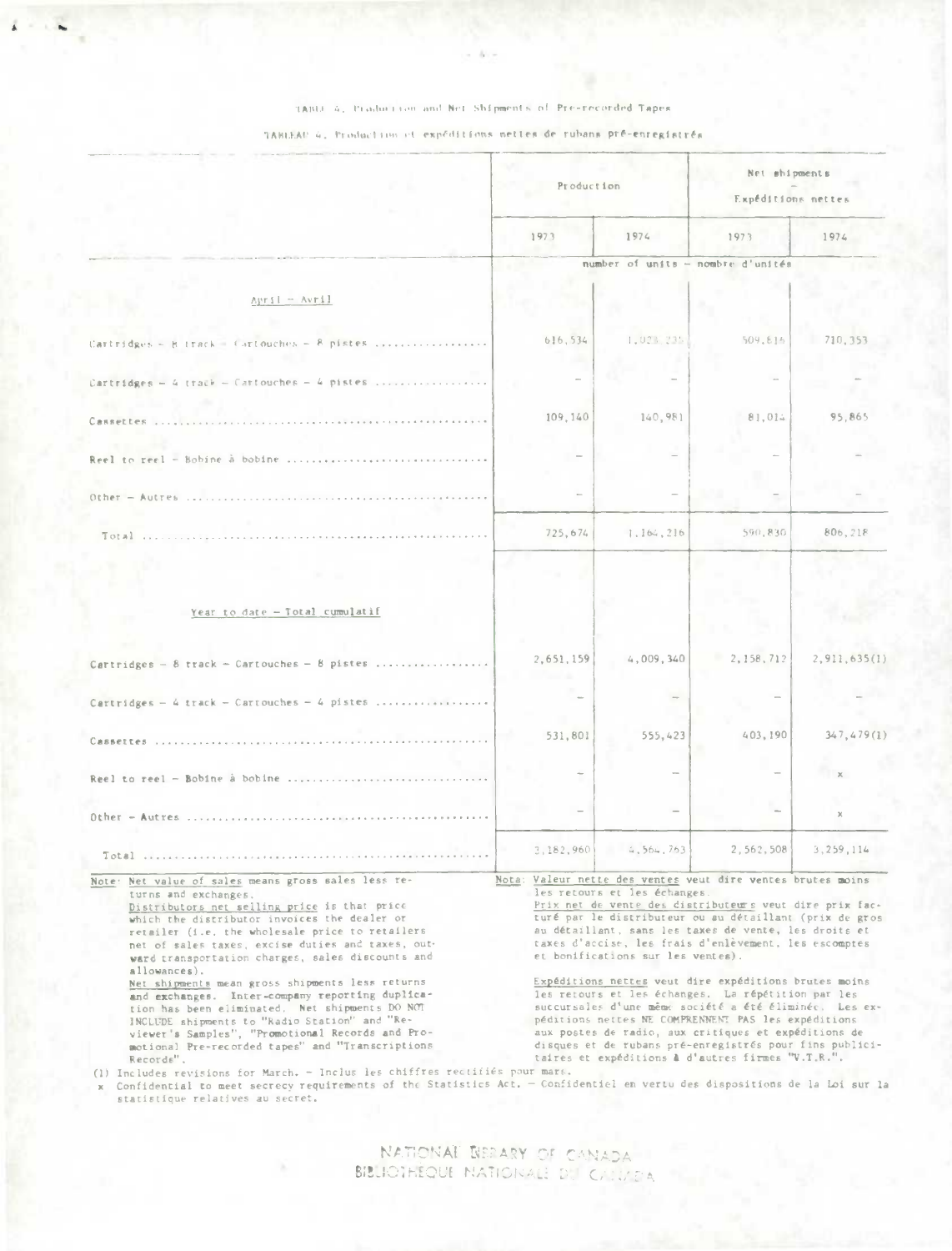TABLE 4. Production and Net Shipments of Pre-recorded Tapes

TABLEAU 4. Production et expéditions nettes de rubans pré-enregistrés

| | Production | | Net shipments – Expéditions nettes | |
|---|---|---|---|---|
| | 1973 | 1974 | 1973 | 1974 |
| | number of units – nombre d'unités | | | |
| **April – Avril** | | | | |
| Cartridges – 8 track – Cartouches – 8 pistes | 616,534 | 1,023,235 | 509,816 | 710,353 |
| Cartridges – 4 track – Cartouches – 4 pistes | – | – | – | – |
| Cassettes | 109,140 | 140,981 | 81,014 | 95,865 |
| Reel to reel – Bobine à bobine | – | – | – | – |
| Other – Autres | – | – | – | – |
| Total | 725,674 | 1,164,216 | 590,830 | 806,218 |
| **Year to date – Total cumulatif** | | | | |
| Cartridges – 8 track – Cartouches – 8 pistes | 2,651,159 | 4,009,340 | 2,158,712 | 2,911,635(1) |
| Cartridges – 4 track – Cartouches – 4 pistes | – | – | – | – |
| Cassettes | 531,801 | 555,423 | 403,190 | 347,479(1) |
| Reel to reel – Bobine à bobine | – | – | – | x |
| Other – Autres | – | – | – | x |
| Total | 3,182,960 | 4,564,763 | 2,562,508 | 3,259,114 |

Note: Net value of sales means gross sales less returns and exchanges.
Distributors net selling price is that price which the distributor invoices the dealer or retailer (i.e. the wholesale price to retailers net of sales taxes, excise duties and taxes, outward transportation charges, sales discounts and allowances).
Net shipments mean gross shipments less returns and exchanges. Inter-company reporting duplication has been eliminated. Net shipments DO NOT INCLUDE shipments to "Radio Station" and "Reviewer's Samples", "Promotional Records and Promotional Pre-recorded tapes" and "Transcriptions Records".

Nota: Valeur nette des ventes veut dire ventes brutes moins les retours et les échanges.
Prix net de vente des distributeurs veut dire prix facturé par le distributeur ou au détaillant (prix de gros au détaillant, sans les taxes de vente, les droits et taxes d'accise, les frais d'enlèvement, les escomptes et bonifications sur les ventes).
Expéditions nettes veut dire expéditions brutes moins les retours et les échanges. La répétition par les succursales d'une même société a été éliminée. Les expéditions nettes NE COMPRENNENT PAS les expéditions aux postes de radio, aux critiques et expéditions de disques et de rubans pré-enregistrés pour fins publicitaires et expéditions à d'autres firmes "V.T.R.".

(1) Includes revisions for March. – Inclus les chiffres rectifiés pour mars.
x Confidential to meet secrecy requirements of the Statistics Act. – Confidentiel en vertu des dispositions de la Loi sur la statistique relatives au secret.

NATIONAL LIBRARY OF CANADA
BIBLIOTHÈQUE NATIONALE DU CANADA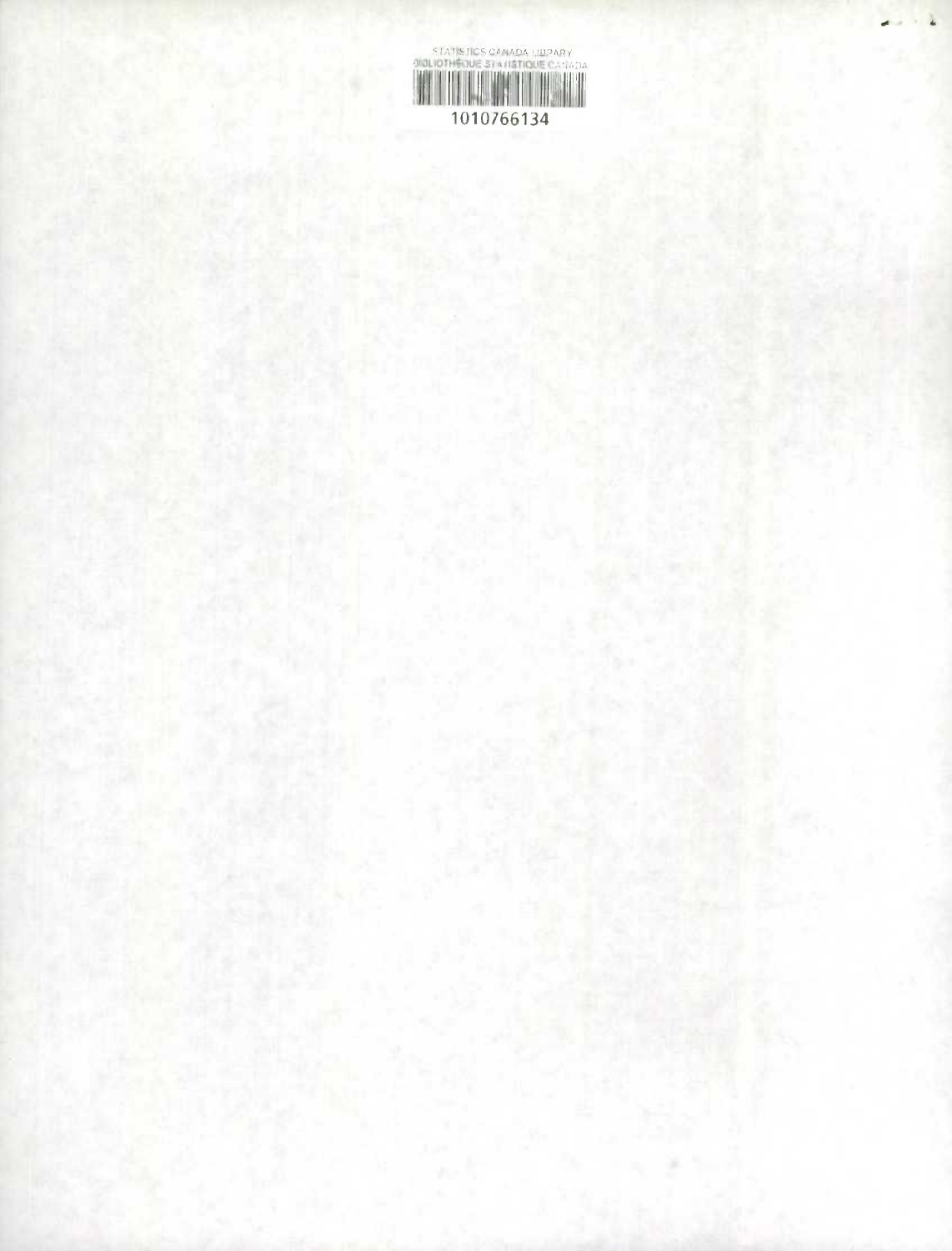STATISTICS CANADA LIBRARY
BIBLIOTHÈQUE STATISTIQUE CANADA

1010766134